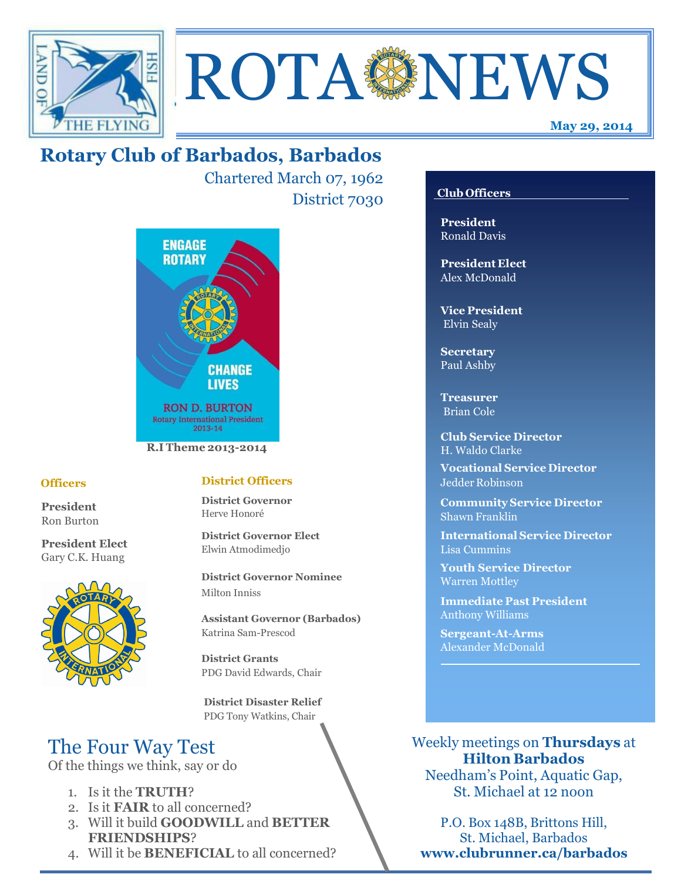# ROTA NEWS

**May 29, 2014**

## Rotary Club of Barbados, Barbados

Chartered March 07, 1962

District 7030

ENGAGE ROTARY

CHANGE LIVES

RON D. BURTON
Rotary International President 2013-14

**R.I Theme 2013-2014**

### Officers

**President**
Ron Burton

**President Elect**
Gary C.K. Huang

### District Officers

**District Governor**
Herve Honoré

**District Governor Elect**
Elwin Atmodimedjo

**District Governor Nominee**
Milton Inniss

**Assistant Governor (Barbados)**
Katrina Sam-Prescod

**District Grants**
PDG David Edwards, Chair

**District Disaster Relief**
PDG Tony Watkins, Chair

### Club Officers

**President**
Ronald Davis

**President Elect**
Alex McDonald

**Vice President**
Elvin Sealy

**Secretary**
Paul Ashby

**Treasurer**
Brian Cole

**Club Service Director**
H. Waldo Clarke

**Vocational Service Director**
Jedder Robinson

**Community Service Director**
Shawn Franklin

**International Service Director**
Lisa Cummins

**Youth Service Director**
Warren Mottley

**Immediate Past President**
Anthony Williams

**Sergeant-At-Arms**
Alexander McDonald

## The Four Way Test

Of the things we think, say or do

1. Is it the **TRUTH**?
2. Is it **FAIR** to all concerned?
3. Will it build **GOODWILL** and **BETTER FRIENDSHIPS**?
4. Will it be **BENEFICIAL** to all concerned?

Weekly meetings on **Thursdays** at **Hilton Barbados** Needham's Point, Aquatic Gap, St. Michael at 12 noon

P.O. Box 148B, Brittons Hill, St. Michael, Barbados
**www.clubrunner.ca/barbados**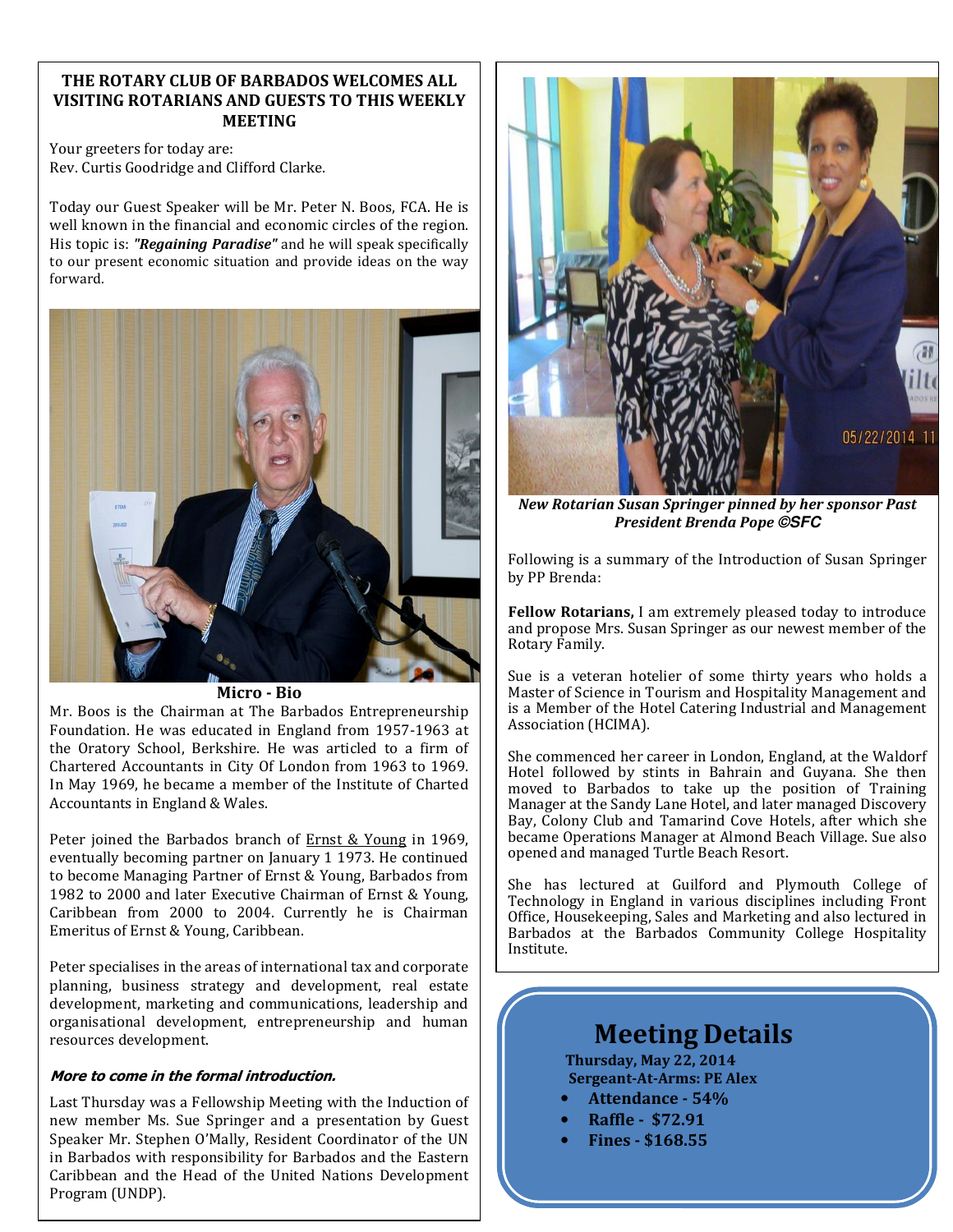**THE ROTARY CLUB OF BARBADOS WELCOMES ALL VISITING ROTARIANS AND GUESTS TO THIS WEEKLY MEETING**

Your greeters for today are:
Rev. Curtis Goodridge and Clifford Clarke.

Today our Guest Speaker will be Mr. Peter N. Boos, FCA. He is well known in the financial and economic circles of the region. His topic is: ***"Regaining Paradise"*** and he will speak specifically to our present economic situation and provide ideas on the way forward.

**Micro - Bio**

Mr. Boos is the Chairman at The Barbados Entrepreneurship Foundation. He was educated in England from 1957-1963 at the Oratory School, Berkshire. He was articled to a firm of Chartered Accountants in City Of London from 1963 to 1969. In May 1969, he became a member of the Institute of Charted Accountants in England & Wales.

Peter joined the Barbados branch of Ernst & Young in 1969, eventually becoming partner on January 1 1973. He continued to become Managing Partner of Ernst & Young, Barbados from 1982 to 2000 and later Executive Chairman of Ernst & Young, Caribbean from 2000 to 2004. Currently he is Chairman Emeritus of Ernst & Young, Caribbean.

Peter specialises in the areas of international tax and corporate planning, business strategy and development, real estate development, marketing and communications, leadership and organisational development, entrepreneurship and human resources development.

***More to come in the formal introduction.***

Last Thursday was a Fellowship Meeting with the Induction of new member Ms. Sue Springer and a presentation by Guest Speaker Mr. Stephen O'Mally, Resident Coordinator of the UN in Barbados with responsibility for Barbados and the Eastern Caribbean and the Head of the United Nations Development Program (UNDP).

***New Rotarian Susan Springer pinned by her sponsor Past President Brenda Pope ©SFC***

Following is a summary of the Introduction of Susan Springer by PP Brenda:

**Fellow Rotarians,** I am extremely pleased today to introduce and propose Mrs. Susan Springer as our newest member of the Rotary Family.

Sue is a veteran hotelier of some thirty years who holds a Master of Science in Tourism and Hospitality Management and is a Member of the Hotel Catering Industrial and Management Association (HCIMA).

She commenced her career in London, England, at the Waldorf Hotel followed by stints in Bahrain and Guyana. She then moved to Barbados to take up the position of Training Manager at the Sandy Lane Hotel, and later managed Discovery Bay, Colony Club and Tamarind Cove Hotels, after which she became Operations Manager at Almond Beach Village. Sue also opened and managed Turtle Beach Resort.

She has lectured at Guilford and Plymouth College of Technology in England in various disciplines including Front Office, Housekeeping, Sales and Marketing and also lectured in Barbados at the Barbados Community College Hospitality Institute.

# Meeting Details

**Thursday, May 22, 2014**
**Sergeant-At-Arms: PE Alex**

- **Attendance - 54%**
- **Raffle - $72.91**
- **Fines - $168.55**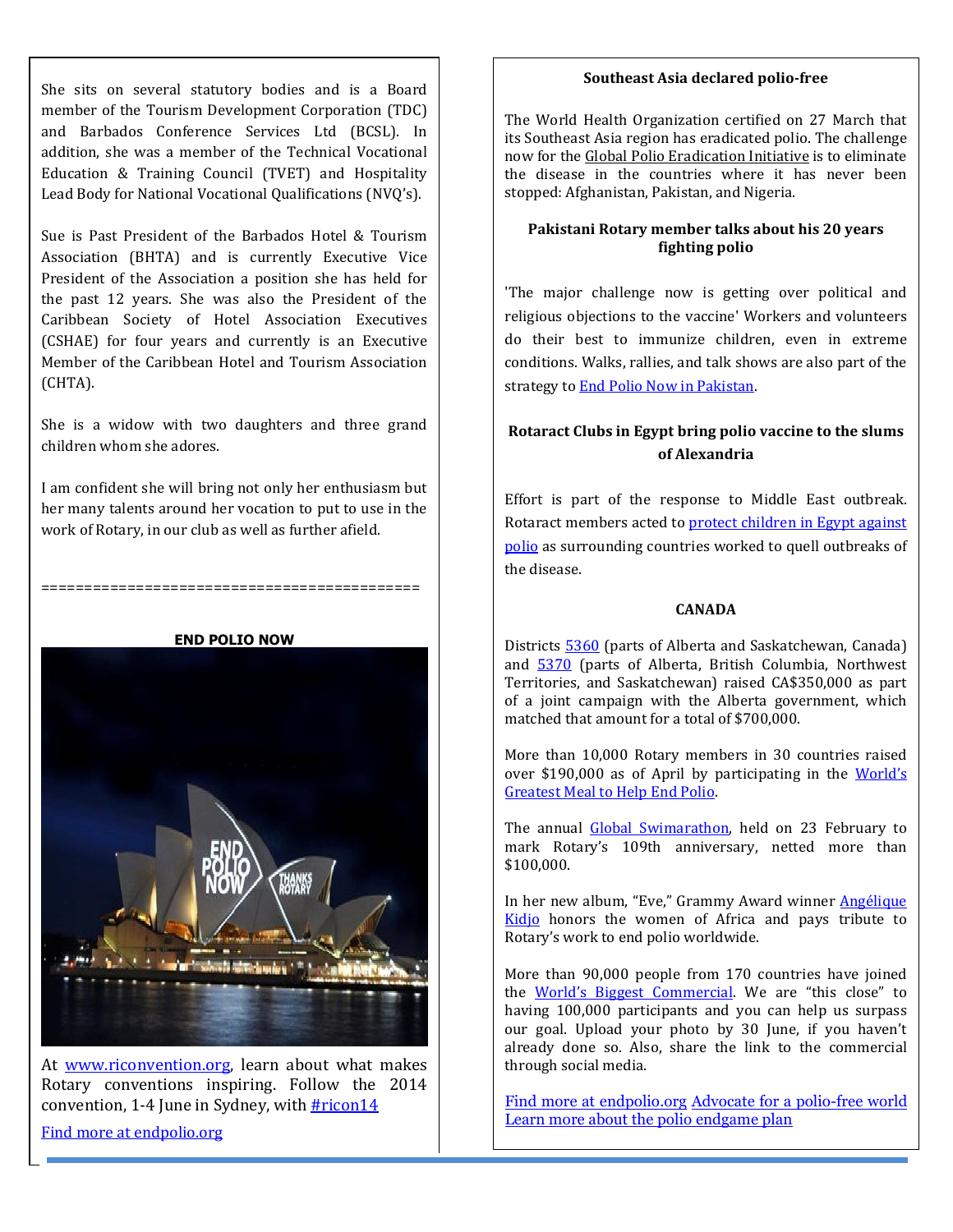She sits on several statutory bodies and is a Board member of the Tourism Development Corporation (TDC) and Barbados Conference Services Ltd (BCSL). In addition, she was a member of the Technical Vocational Education & Training Council (TVET) and Hospitality Lead Body for National Vocational Qualifications (NVQ's).

Sue is Past President of the Barbados Hotel & Tourism Association (BHTA) and is currently Executive Vice President of the Association a position she has held for the past 12 years. She was also the President of the Caribbean Society of Hotel Association Executives (CSHAE) for four years and currently is an Executive Member of the Caribbean Hotel and Tourism Association (CHTA).

She is a widow with two daughters and three grand children whom she adores.

I am confident she will bring not only her enthusiasm but her many talents around her vocation to put to use in the work of Rotary, in our club as well as further afield.

============================================

**END POLIO NOW**

At www.riconvention.org, learn about what makes Rotary conventions inspiring. Follow the 2014 convention, 1-4 June in Sydney, with #ricon14

Find more at endpolio.org

**Southeast Asia declared polio-free**

The World Health Organization certified on 27 March that its Southeast Asia region has eradicated polio. The challenge now for the Global Polio Eradication Initiative is to eliminate the disease in the countries where it has never been stopped: Afghanistan, Pakistan, and Nigeria.

**Pakistani Rotary member talks about his 20 years fighting polio**

'The major challenge now is getting over political and religious objections to the vaccine' Workers and volunteers do their best to immunize children, even in extreme conditions. Walks, rallies, and talk shows are also part of the strategy to End Polio Now in Pakistan.

**Rotaract Clubs in Egypt bring polio vaccine to the slums of Alexandria**

Effort is part of the response to Middle East outbreak. Rotaract members acted to protect children in Egypt against polio as surrounding countries worked to quell outbreaks of the disease.

**CANADA**

Districts 5360 (parts of Alberta and Saskatchewan, Canada) and 5370 (parts of Alberta, British Columbia, Northwest Territories, and Saskatchewan) raised CA$350,000 as part of a joint campaign with the Alberta government, which matched that amount for a total of $700,000.

More than 10,000 Rotary members in 30 countries raised over $190,000 as of April by participating in the World's Greatest Meal to Help End Polio.

The annual Global Swimarathon, held on 23 February to mark Rotary's 109th anniversary, netted more than $100,000.

In her new album, "Eve," Grammy Award winner Angélique Kidjo honors the women of Africa and pays tribute to Rotary's work to end polio worldwide.

More than 90,000 people from 170 countries have joined the World's Biggest Commercial. We are "this close" to having 100,000 participants and you can help us surpass our goal. Upload your photo by 30 June, if you haven't already done so. Also, share the link to the commercial through social media.

Find more at endpolio.org Advocate for a polio-free world
Learn more about the polio endgame plan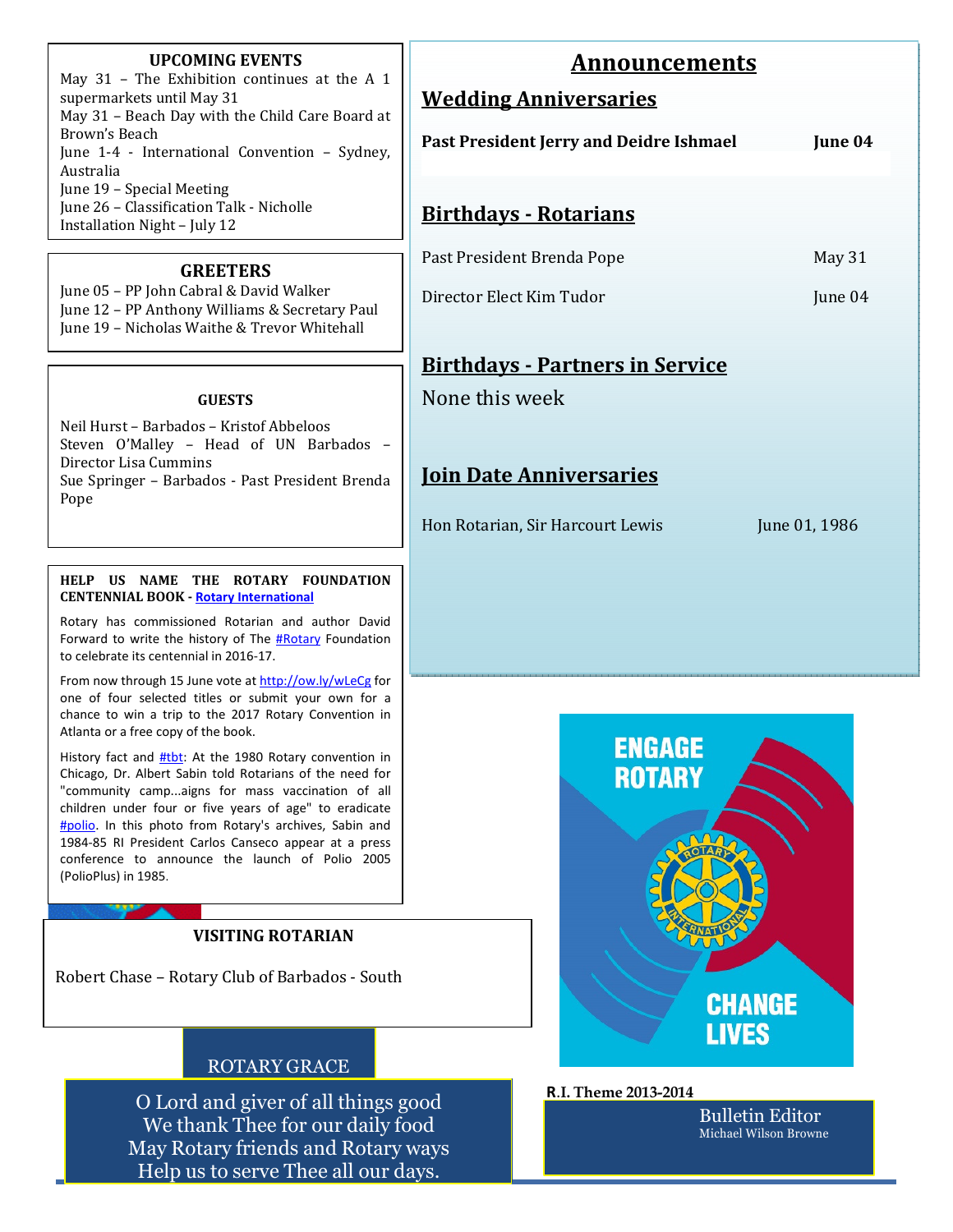### UPCOMING EVENTS

May 31 – The Exhibition continues at the A 1 supermarkets until May 31
May 31 – Beach Day with the Child Care Board at Brown's Beach
June 1-4 - International Convention – Sydney, Australia
June 19 – Special Meeting
June 26 – Classification Talk - Nicholle
Installation Night – July 12

### GREETERS

June 05 – PP John Cabral & David Walker
June 12 – PP Anthony Williams & Secretary Paul
June 19 – Nicholas Waithe & Trevor Whitehall

### GUESTS

Neil Hurst – Barbados – Kristof Abbeloos
Steven O'Malley – Head of UN Barbados – Director Lisa Cummins
Sue Springer – Barbados - Past President Brenda Pope

**HELP US NAME THE ROTARY FOUNDATION CENTENNIAL BOOK - Rotary International**

Rotary has commissioned Rotarian and author David Forward to write the history of The #Rotary Foundation to celebrate its centennial in 2016-17.

From now through 15 June vote at http://ow.ly/wLeCg for one of four selected titles or submit your own for a chance to win a trip to the 2017 Rotary Convention in Atlanta or a free copy of the book.

History fact and #tbt: At the 1980 Rotary convention in Chicago, Dr. Albert Sabin told Rotarians of the need for "community camp...aigns for mass vaccination of all children under four or five years of age" to eradicate #polio. In this photo from Rotary's archives, Sabin and 1984-85 RI President Carlos Canseco appear at a press conference to announce the launch of Polio 2005 (PolioPlus) in 1985.

### VISITING ROTARIAN

Robert Chase – Rotary Club of Barbados - South

### ROTARY GRACE

O Lord and giver of all things good
We thank Thee for our daily food
May Rotary friends and Rotary ways
Help us to serve Thee all our days.

# Announcements

## Wedding Anniversaries

**Past President Jerry and Deidre Ishmael — June 04**

## Birthdays - Rotarians

Past President Brenda Pope — May 31

Director Elect Kim Tudor — June 04

## Birthdays - Partners in Service

None this week

## Join Date Anniversaries

Hon Rotarian, Sir Harcourt Lewis — June 01, 1986

ENGAGE ROTARY
CHANGE LIVES

**R.I. Theme 2013-2014**

Bulletin Editor
Michael Wilson Browne